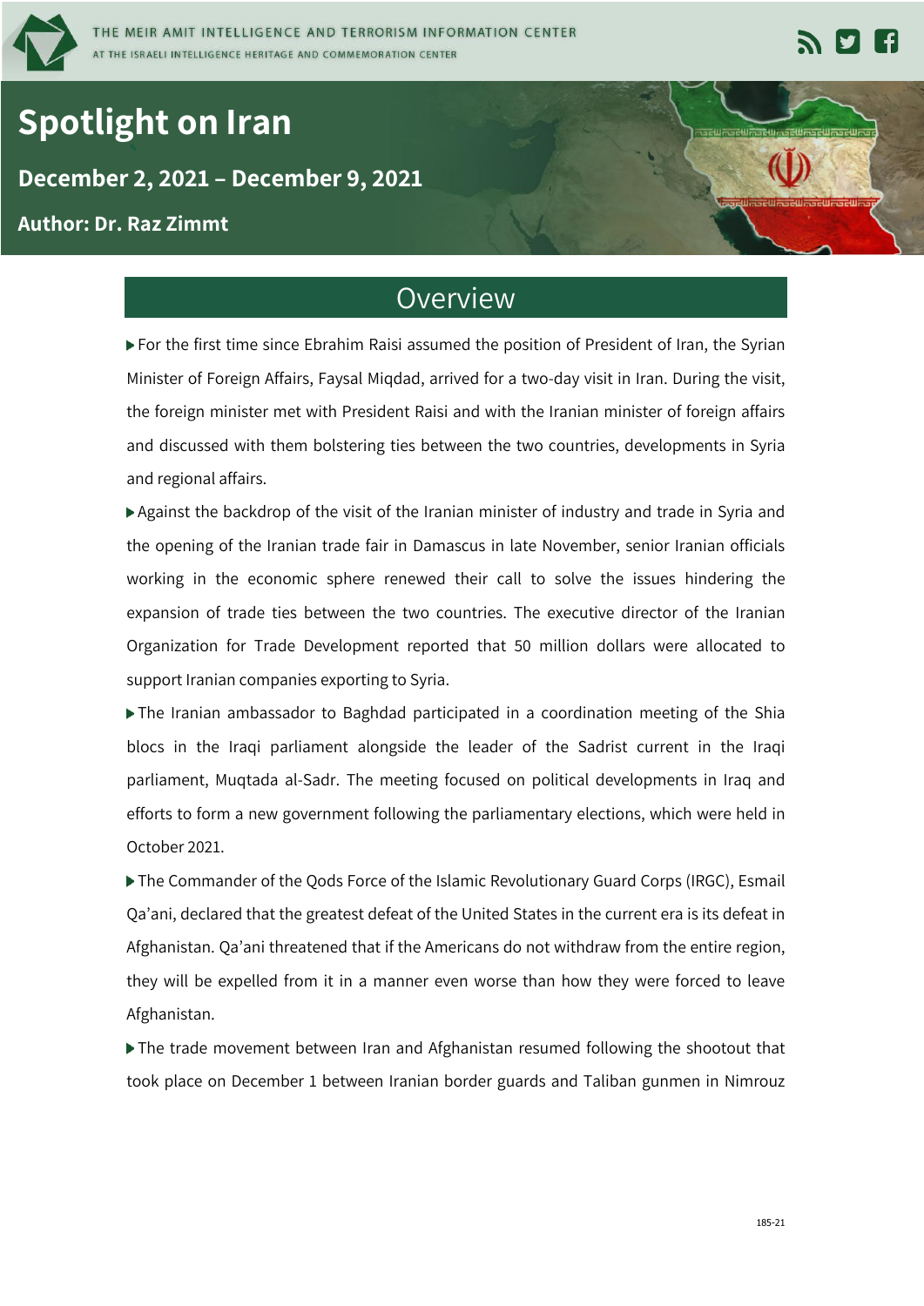THE MEIR AMIT INTELLIGENCE AND TERRORISM INFORMATION CENTER
AT THE ISRAELI INTELLIGENCE HERITAGE AND COMMEMORATION CENTER

# Spotlight on Iran

**December 2, 2021 – December 9, 2021**

**Author: Dr. Raz Zimmt**

## Overview

- For the first time since Ebrahim Raisi assumed the position of President of Iran, the Syrian Minister of Foreign Affairs, Faysal Miqdad, arrived for a two-day visit in Iran. During the visit, the foreign minister met with President Raisi and with the Iranian minister of foreign affairs and discussed with them bolstering ties between the two countries, developments in Syria and regional affairs.
- Against the backdrop of the visit of the Iranian minister of industry and trade in Syria and the opening of the Iranian trade fair in Damascus in late November, senior Iranian officials working in the economic sphere renewed their call to solve the issues hindering the expansion of trade ties between the two countries. The executive director of the Iranian Organization for Trade Development reported that 50 million dollars were allocated to support Iranian companies exporting to Syria.
- The Iranian ambassador to Baghdad participated in a coordination meeting of the Shia blocs in the Iraqi parliament alongside the leader of the Sadrist current in the Iraqi parliament, Muqtada al-Sadr. The meeting focused on political developments in Iraq and efforts to form a new government following the parliamentary elections, which were held in October 2021.
- The Commander of the Qods Force of the Islamic Revolutionary Guard Corps (IRGC), Esmail Qa'ani, declared that the greatest defeat of the United States in the current era is its defeat in Afghanistan. Qa'ani threatened that if the Americans do not withdraw from the entire region, they will be expelled from it in a manner even worse than how they were forced to leave Afghanistan.
- The trade movement between Iran and Afghanistan resumed following the shootout that took place on December 1 between Iranian border guards and Taliban gunmen in Nimrouz

185-21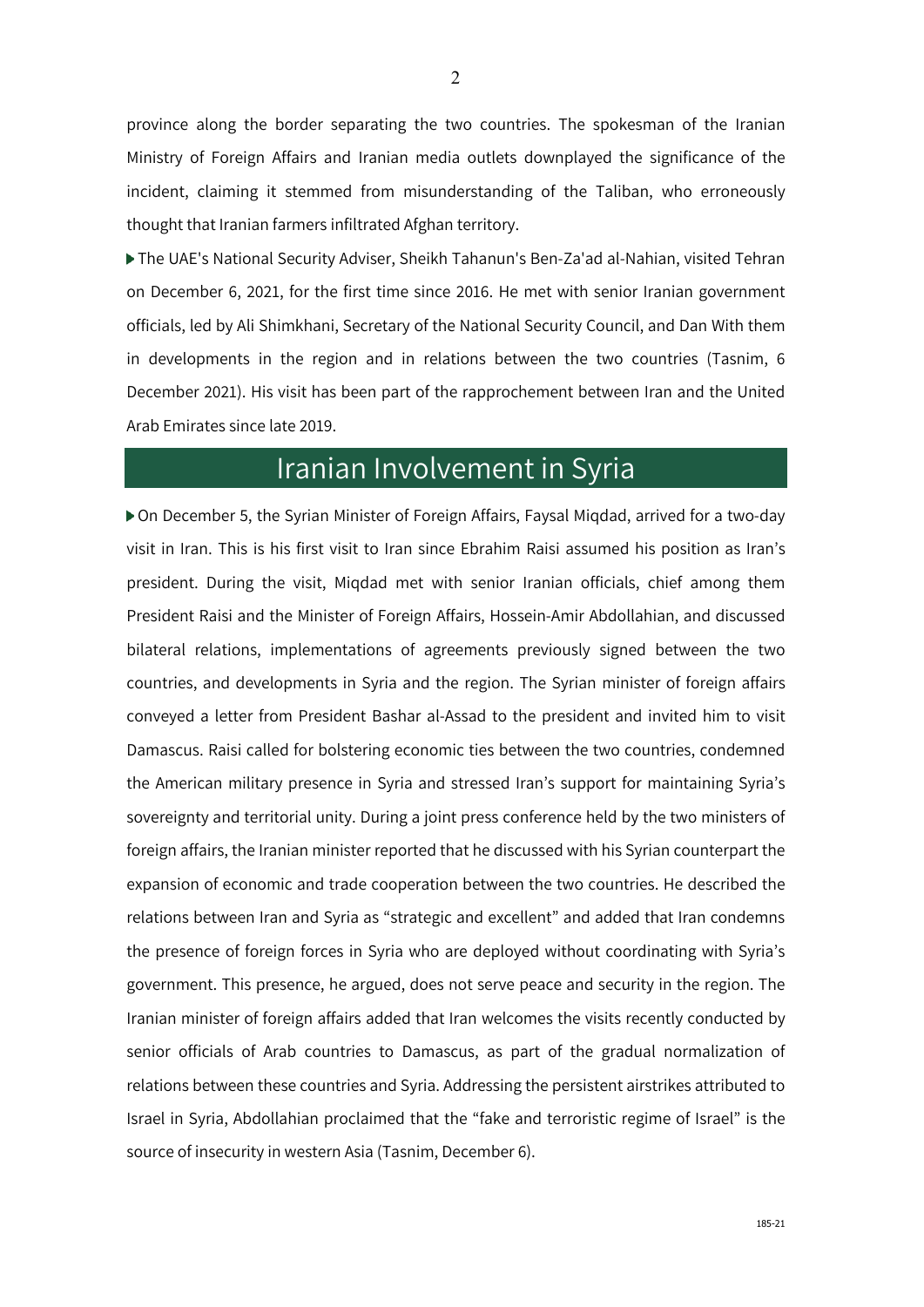province along the border separating the two countries. The spokesman of the Iranian Ministry of Foreign Affairs and Iranian media outlets downplayed the significance of the incident, claiming it stemmed from misunderstanding of the Taliban, who erroneously thought that Iranian farmers infiltrated Afghan territory.

- The UAE's National Security Adviser, Sheikh Tahanun's Ben-Za'ad al-Nahian, visited Tehran on December 6, 2021, for the first time since 2016. He met with senior Iranian government officials, led by Ali Shimkhani, Secretary of the National Security Council, and Dan With them in developments in the region and in relations between the two countries (Tasnim, 6 December 2021). His visit has been part of the rapprochement between Iran and the United Arab Emirates since late 2019.

## Iranian Involvement in Syria

- On December 5, the Syrian Minister of Foreign Affairs, Faysal Miqdad, arrived for a two-day visit in Iran. This is his first visit to Iran since Ebrahim Raisi assumed his position as Iran's president. During the visit, Miqdad met with senior Iranian officials, chief among them President Raisi and the Minister of Foreign Affairs, Hossein-Amir Abdollahian, and discussed bilateral relations, implementations of agreements previously signed between the two countries, and developments in Syria and the region. The Syrian minister of foreign affairs conveyed a letter from President Bashar al-Assad to the president and invited him to visit Damascus. Raisi called for bolstering economic ties between the two countries, condemned the American military presence in Syria and stressed Iran's support for maintaining Syria's sovereignty and territorial unity. During a joint press conference held by the two ministers of foreign affairs, the Iranian minister reported that he discussed with his Syrian counterpart the expansion of economic and trade cooperation between the two countries. He described the relations between Iran and Syria as "strategic and excellent" and added that Iran condemns the presence of foreign forces in Syria who are deployed without coordinating with Syria's government. This presence, he argued, does not serve peace and security in the region. The Iranian minister of foreign affairs added that Iran welcomes the visits recently conducted by senior officials of Arab countries to Damascus, as part of the gradual normalization of relations between these countries and Syria. Addressing the persistent airstrikes attributed to Israel in Syria, Abdollahian proclaimed that the "fake and terroristic regime of Israel" is the source of insecurity in western Asia (Tasnim, December 6).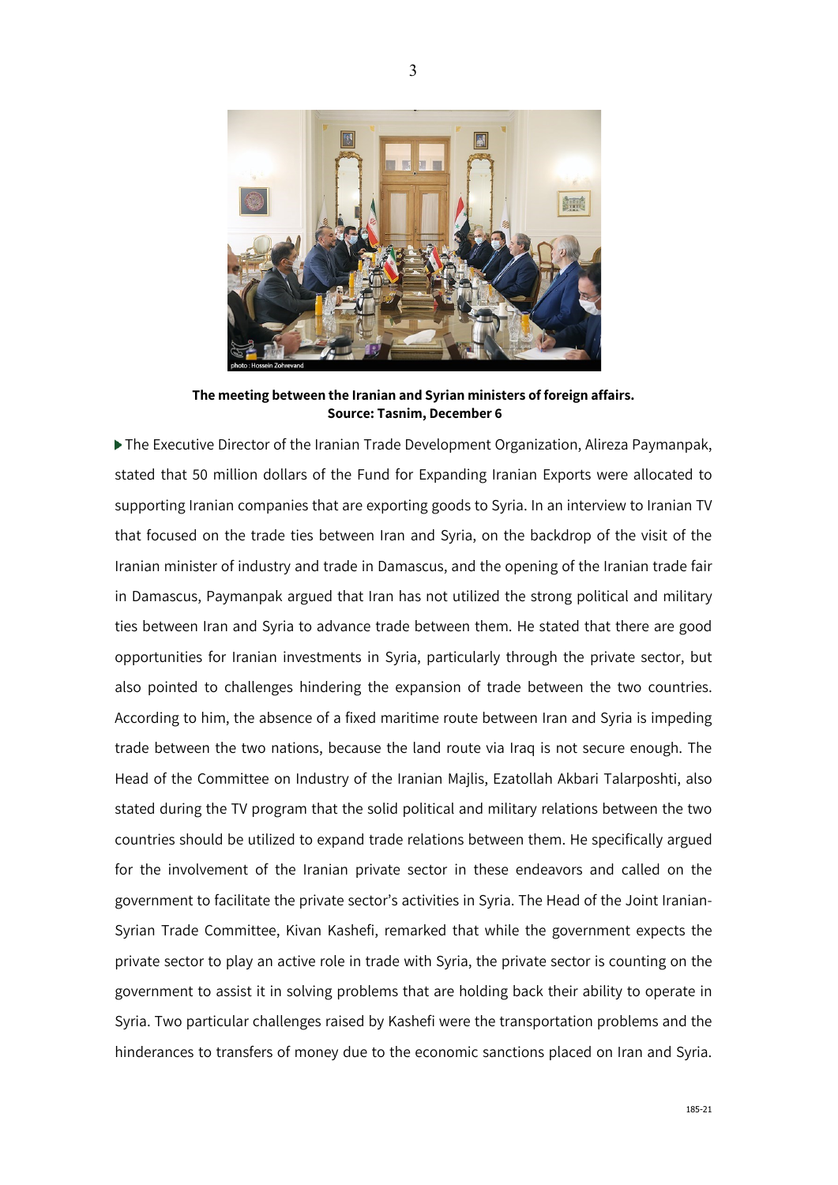**The meeting between the Iranian and Syrian ministers of foreign affairs.**
**Source: Tasnim, December 6**

▶ The Executive Director of the Iranian Trade Development Organization, Alireza Paymanpak, stated that 50 million dollars of the Fund for Expanding Iranian Exports were allocated to supporting Iranian companies that are exporting goods to Syria. In an interview to Iranian TV that focused on the trade ties between Iran and Syria, on the backdrop of the visit of the Iranian minister of industry and trade in Damascus, and the opening of the Iranian trade fair in Damascus, Paymanpak argued that Iran has not utilized the strong political and military ties between Iran and Syria to advance trade between them. He stated that there are good opportunities for Iranian investments in Syria, particularly through the private sector, but also pointed to challenges hindering the expansion of trade between the two countries. According to him, the absence of a fixed maritime route between Iran and Syria is impeding trade between the two nations, because the land route via Iraq is not secure enough. The Head of the Committee on Industry of the Iranian Majlis, Ezatollah Akbari Talarposhti, also stated during the TV program that the solid political and military relations between the two countries should be utilized to expand trade relations between them. He specifically argued for the involvement of the Iranian private sector in these endeavors and called on the government to facilitate the private sector's activities in Syria. The Head of the Joint Iranian-Syrian Trade Committee, Kivan Kashefi, remarked that while the government expects the private sector to play an active role in trade with Syria, the private sector is counting on the government to assist it in solving problems that are holding back their ability to operate in Syria. Two particular challenges raised by Kashefi were the transportation problems and the hinderances to transfers of money due to the economic sanctions placed on Iran and Syria.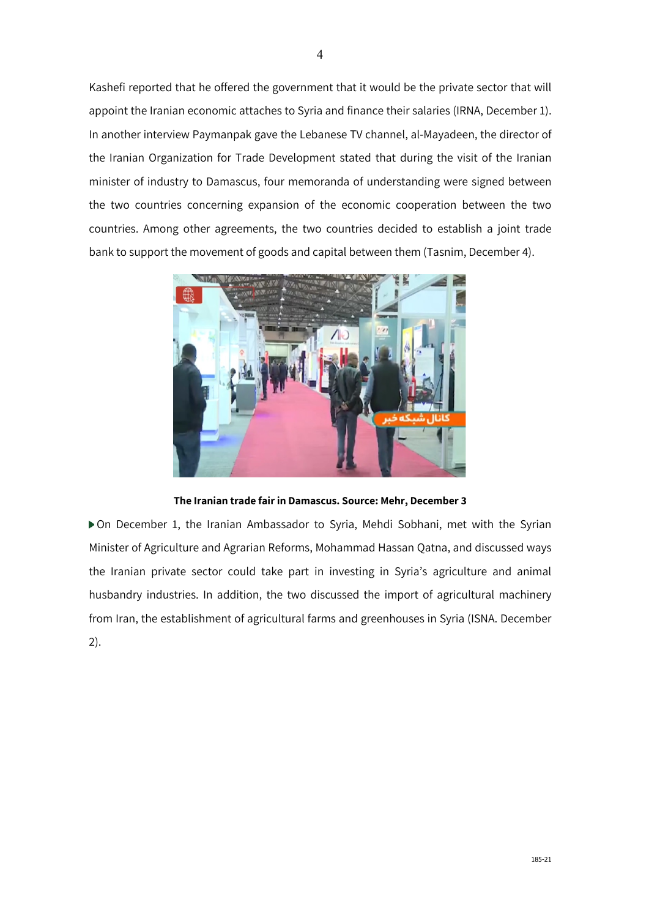Kashefi reported that he offered the government that it would be the private sector that will appoint the Iranian economic attaches to Syria and finance their salaries (IRNA, December 1). In another interview Paymanpak gave the Lebanese TV channel, al-Mayadeen, the director of the Iranian Organization for Trade Development stated that during the visit of the Iranian minister of industry to Damascus, four memoranda of understanding were signed between the two countries concerning expansion of the economic cooperation between the two countries. Among other agreements, the two countries decided to establish a joint trade bank to support the movement of goods and capital between them (Tasnim, December 4).

**The Iranian trade fair in Damascus. Source: Mehr, December 3**

- On December 1, the Iranian Ambassador to Syria, Mehdi Sobhani, met with the Syrian Minister of Agriculture and Agrarian Reforms, Mohammad Hassan Qatna, and discussed ways the Iranian private sector could take part in investing in Syria's agriculture and animal husbandry industries. In addition, the two discussed the import of agricultural machinery from Iran, the establishment of agricultural farms and greenhouses in Syria (ISNA. December 2).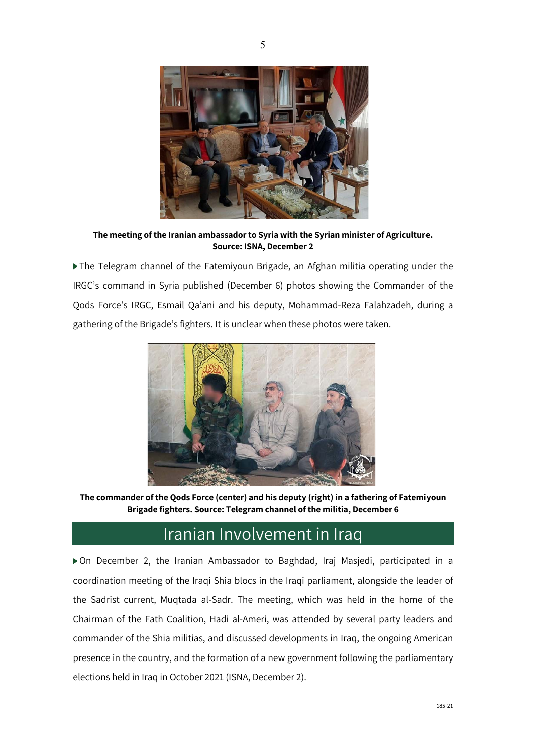**The meeting of the Iranian ambassador to Syria with the Syrian minister of Agriculture. Source: ISNA, December 2**

▶ The Telegram channel of the Fatemiyoun Brigade, an Afghan militia operating under the IRGC's command in Syria published (December 6) photos showing the Commander of the Qods Force's IRGC, Esmail Qa'ani and his deputy, Mohammad-Reza Falahzadeh, during a gathering of the Brigade's fighters. It is unclear when these photos were taken.

**The commander of the Qods Force (center) and his deputy (right) in a fathering of Fatemiyoun Brigade fighters. Source: Telegram channel of the militia, December 6**

## Iranian Involvement in Iraq

▶ On December 2, the Iranian Ambassador to Baghdad, Iraj Masjedi, participated in a coordination meeting of the Iraqi Shia blocs in the Iraqi parliament, alongside the leader of the Sadrist current, Muqtada al-Sadr. The meeting, which was held in the home of the Chairman of the Fath Coalition, Hadi al-Ameri, was attended by several party leaders and commander of the Shia militias, and discussed developments in Iraq, the ongoing American presence in the country, and the formation of a new government following the parliamentary elections held in Iraq in October 2021 (ISNA, December 2).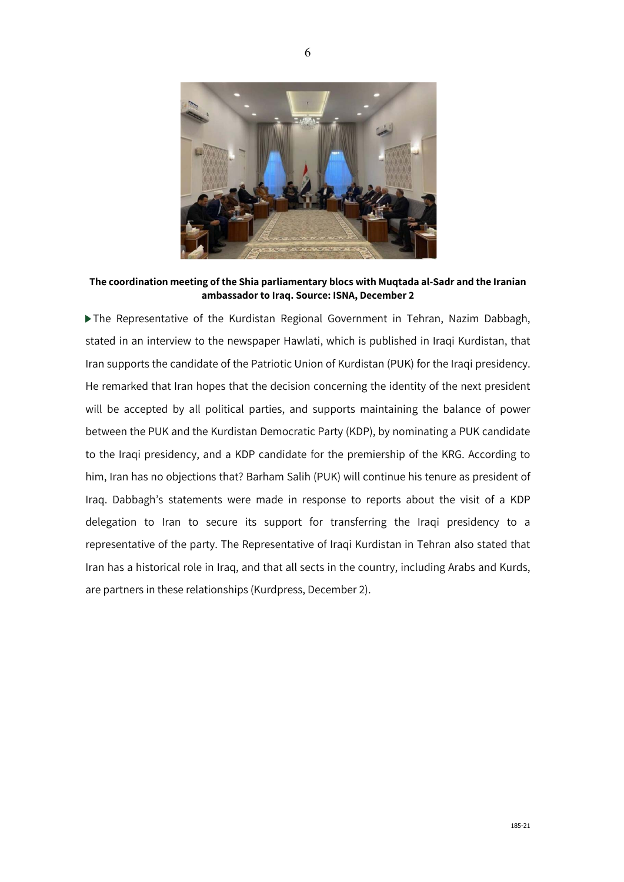**The coordination meeting of the Shia parliamentary blocs with Muqtada al-Sadr and the Iranian ambassador to Iraq. Source: ISNA, December 2**

- The Representative of the Kurdistan Regional Government in Tehran, Nazim Dabbagh, stated in an interview to the newspaper Hawlati, which is published in Iraqi Kurdistan, that Iran supports the candidate of the Patriotic Union of Kurdistan (PUK) for the Iraqi presidency. He remarked that Iran hopes that the decision concerning the identity of the next president will be accepted by all political parties, and supports maintaining the balance of power between the PUK and the Kurdistan Democratic Party (KDP), by nominating a PUK candidate to the Iraqi presidency, and a KDP candidate for the premiership of the KRG. According to him, Iran has no objections that? Barham Salih (PUK) will continue his tenure as president of Iraq. Dabbagh's statements were made in response to reports about the visit of a KDP delegation to Iran to secure its support for transferring the Iraqi presidency to a representative of the party. The Representative of Iraqi Kurdistan in Tehran also stated that Iran has a historical role in Iraq, and that all sects in the country, including Arabs and Kurds, are partners in these relationships (Kurdpress, December 2).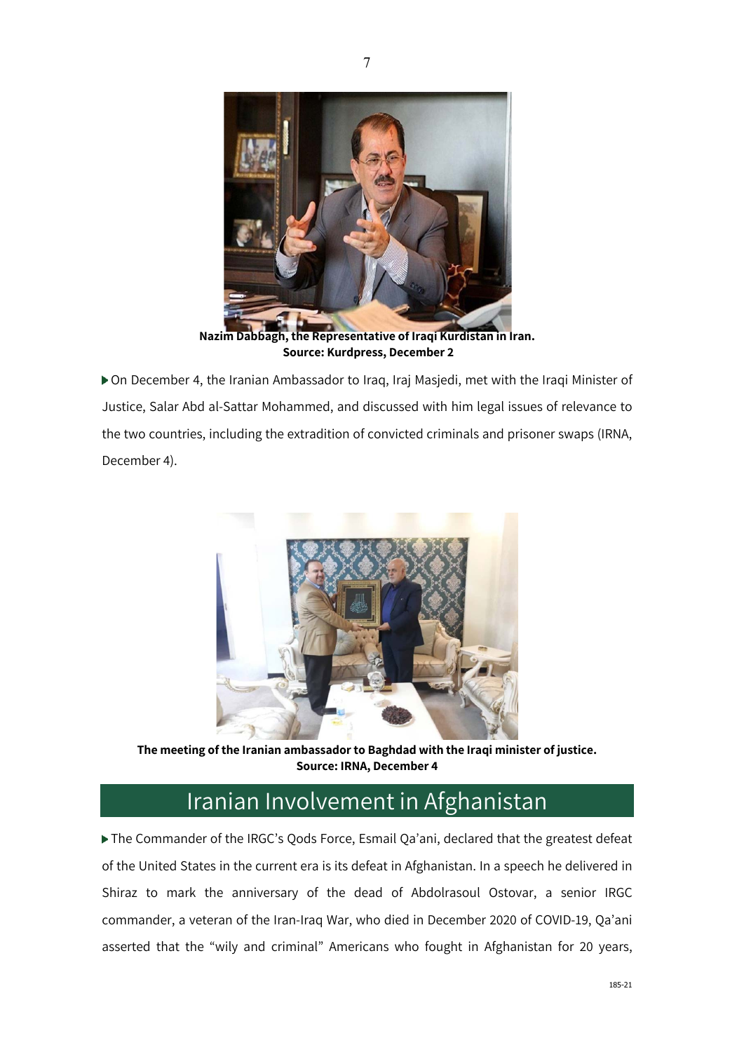**Nazim Dabbagh, the Representative of Iraqi Kurdistan in Iran.**
**Source: Kurdpress, December 2**

▶ On December 4, the Iranian Ambassador to Iraq, Iraj Masjedi, met with the Iraqi Minister of Justice, Salar Abd al-Sattar Mohammed, and discussed with him legal issues of relevance to the two countries, including the extradition of convicted criminals and prisoner swaps (IRNA, December 4).

**The meeting of the Iranian ambassador to Baghdad with the Iraqi minister of justice.**
**Source: IRNA, December 4**

## Iranian Involvement in Afghanistan

▶ The Commander of the IRGC's Qods Force, Esmail Qa'ani, declared that the greatest defeat of the United States in the current era is its defeat in Afghanistan. In a speech he delivered in Shiraz to mark the anniversary of the dead of Abdolrasoul Ostovar, a senior IRGC commander, a veteran of the Iran-Iraq War, who died in December 2020 of COVID-19, Qa'ani asserted that the "wily and criminal" Americans who fought in Afghanistan for 20 years,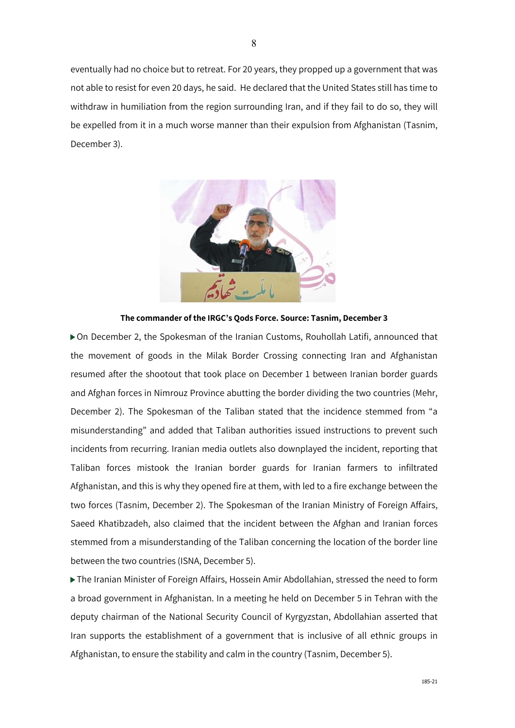eventually had no choice but to retreat. For 20 years, they propped up a government that was not able to resist for even 20 days, he said. He declared that the United States still has time to withdraw in humiliation from the region surrounding Iran, and if they fail to do so, they will be expelled from it in a much worse manner than their expulsion from Afghanistan (Tasnim, December 3).

**The commander of the IRGC's Qods Force. Source: Tasnim, December 3**

▶ On December 2, the Spokesman of the Iranian Customs, Rouhollah Latifi, announced that the movement of goods in the Milak Border Crossing connecting Iran and Afghanistan resumed after the shootout that took place on December 1 between Iranian border guards and Afghan forces in Nimrouz Province abutting the border dividing the two countries (Mehr, December 2). The Spokesman of the Taliban stated that the incidence stemmed from "a misunderstanding" and added that Taliban authorities issued instructions to prevent such incidents from recurring. Iranian media outlets also downplayed the incident, reporting that Taliban forces mistook the Iranian border guards for Iranian farmers to infiltrated Afghanistan, and this is why they opened fire at them, with led to a fire exchange between the two forces (Tasnim, December 2). The Spokesman of the Iranian Ministry of Foreign Affairs, Saeed Khatibzadeh, also claimed that the incident between the Afghan and Iranian forces stemmed from a misunderstanding of the Taliban concerning the location of the border line between the two countries (ISNA, December 5).

▶ The Iranian Minister of Foreign Affairs, Hossein Amir Abdollahian, stressed the need to form a broad government in Afghanistan. In a meeting he held on December 5 in Tehran with the deputy chairman of the National Security Council of Kyrgyzstan, Abdollahian asserted that Iran supports the establishment of a government that is inclusive of all ethnic groups in Afghanistan, to ensure the stability and calm in the country (Tasnim, December 5).